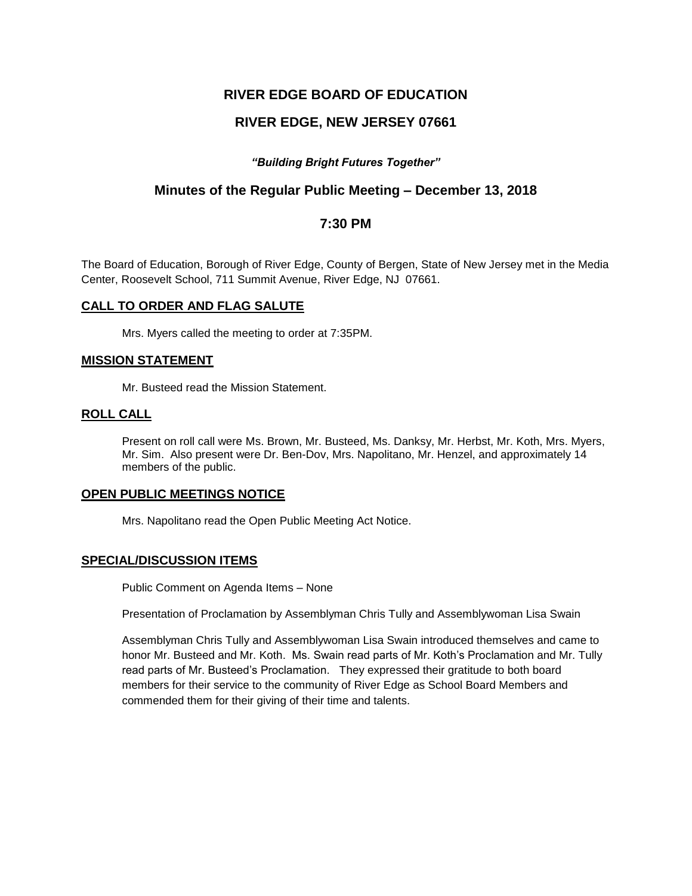# RIVER EDGE BOARD OF EDUCATION

## RIVER EDGE, NEW JERSEY 07661

***"Building Bright Futures Together"***

## Minutes of the Regular Public Meeting – December 13, 2018

## 7:30 PM

The Board of Education, Borough of River Edge, County of Bergen, State of New Jersey met in the Media Center, Roosevelt School, 711 Summit Avenue, River Edge, NJ 07661.

### CALL TO ORDER AND FLAG SALUTE

Mrs. Myers called the meeting to order at 7:35PM.

### MISSION STATEMENT

Mr. Busteed read the Mission Statement.

### ROLL CALL

Present on roll call were Ms. Brown, Mr. Busteed, Ms. Danksy, Mr. Herbst, Mr. Koth, Mrs. Myers, Mr. Sim. Also present were Dr. Ben-Dov, Mrs. Napolitano, Mr. Henzel, and approximately 14 members of the public.

### OPEN PUBLIC MEETINGS NOTICE

Mrs. Napolitano read the Open Public Meeting Act Notice.

### SPECIAL/DISCUSSION ITEMS

Public Comment on Agenda Items – None

Presentation of Proclamation by Assemblyman Chris Tully and Assemblywoman Lisa Swain

Assemblyman Chris Tully and Assemblywoman Lisa Swain introduced themselves and came to honor Mr. Busteed and Mr. Koth. Ms. Swain read parts of Mr. Koth's Proclamation and Mr. Tully read parts of Mr. Busteed's Proclamation. They expressed their gratitude to both board members for their service to the community of River Edge as School Board Members and commended them for their giving of their time and talents.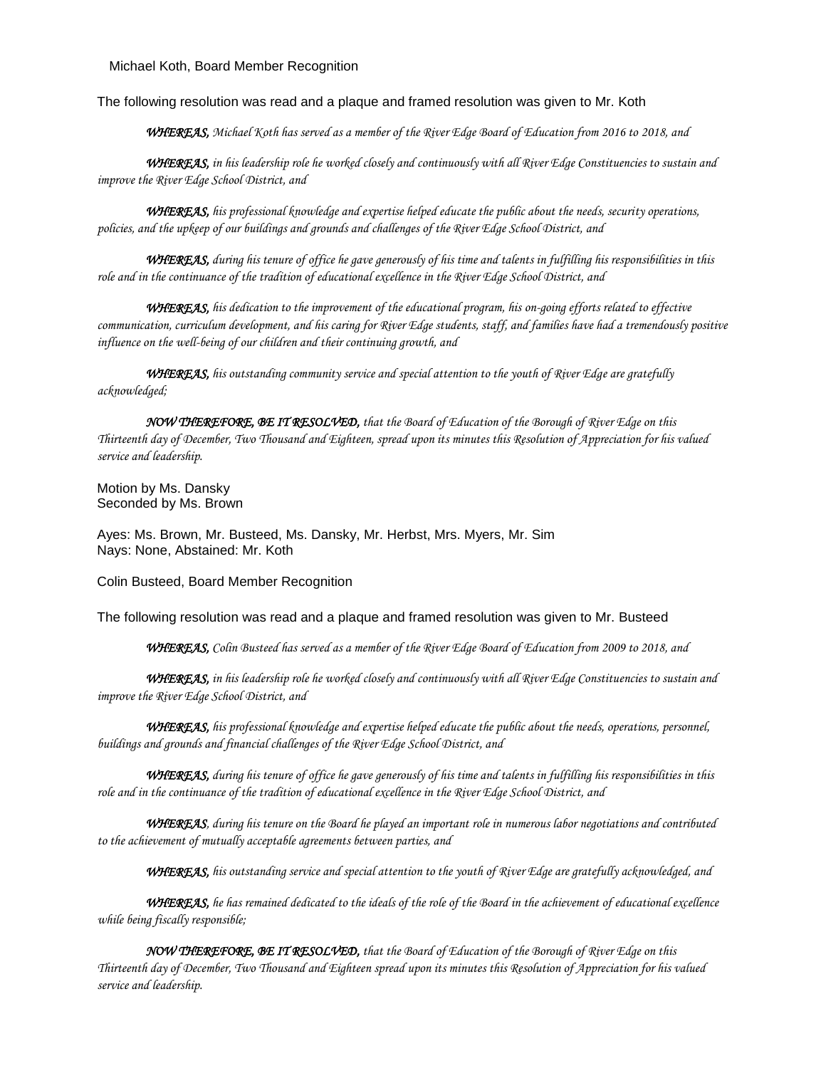Michael Koth, Board Member Recognition

The following resolution was read and a plaque and framed resolution was given to Mr. Koth

*WHEREAS, Michael Koth has served as a member of the River Edge Board of Education from 2016 to 2018, and*

*WHEREAS, in his leadership role he worked closely and continuously with all River Edge Constituencies to sustain and improve the River Edge School District, and*

*WHEREAS, his professional knowledge and expertise helped educate the public about the needs, security operations, policies, and the upkeep of our buildings and grounds and challenges of the River Edge School District, and*

*WHEREAS, during his tenure of office he gave generously of his time and talents in fulfilling his responsibilities in this role and in the continuance of the tradition of educational excellence in the River Edge School District, and*

*WHEREAS, his dedication to the improvement of the educational program, his on-going efforts related to effective communication, curriculum development, and his caring for River Edge students, staff, and families have had a tremendously positive influence on the well-being of our children and their continuing growth, and*

*WHEREAS, his outstanding community service and special attention to the youth of River Edge are gratefully acknowledged;*

*NOW THEREFORE, BE IT RESOLVED, that the Board of Education of the Borough of River Edge on this Thirteenth day of December, Two Thousand and Eighteen, spread upon its minutes this Resolution of Appreciation for his valued service and leadership.*

Motion by Ms. Dansky
Seconded by Ms. Brown

Ayes: Ms. Brown, Mr. Busteed, Ms. Dansky, Mr. Herbst, Mrs. Myers, Mr. Sim
Nays: None, Abstained: Mr. Koth

Colin Busteed, Board Member Recognition

The following resolution was read and a plaque and framed resolution was given to Mr. Busteed

*WHEREAS, Colin Busteed has served as a member of the River Edge Board of Education from 2009 to 2018, and*

*WHEREAS, in his leadership role he worked closely and continuously with all River Edge Constituencies to sustain and improve the River Edge School District, and*

*WHEREAS, his professional knowledge and expertise helped educate the public about the needs, operations, personnel, buildings and grounds and financial challenges of the River Edge School District, and*

*WHEREAS, during his tenure of office he gave generously of his time and talents in fulfilling his responsibilities in this role and in the continuance of the tradition of educational excellence in the River Edge School District, and*

*WHEREAS, during his tenure on the Board he played an important role in numerous labor negotiations and contributed to the achievement of mutually acceptable agreements between parties, and*

*WHEREAS, his outstanding service and special attention to the youth of River Edge are gratefully acknowledged, and*

*WHEREAS, he has remained dedicated to the ideals of the role of the Board in the achievement of educational excellence while being fiscally responsible;*

*NOW THEREFORE, BE IT RESOLVED, that the Board of Education of the Borough of River Edge on this Thirteenth day of December, Two Thousand and Eighteen spread upon its minutes this Resolution of Appreciation for his valued service and leadership.*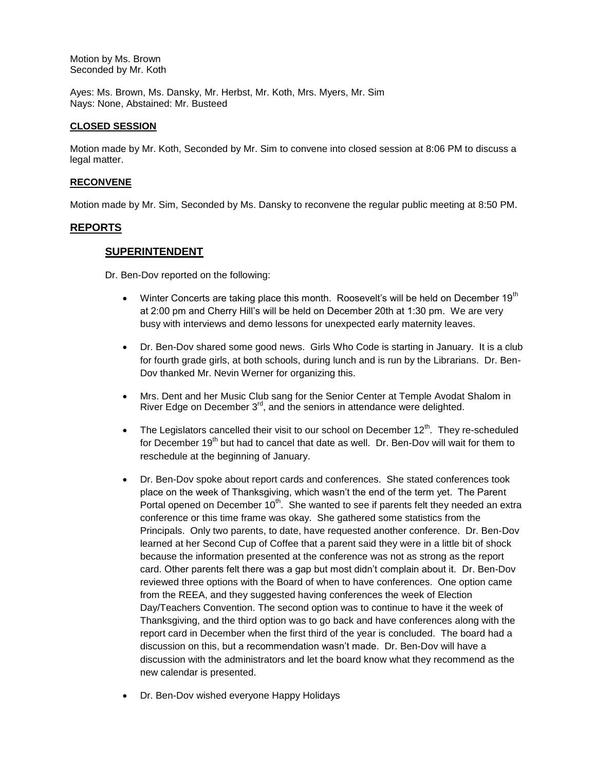Motion by Ms. Brown
Seconded by Mr. Koth

Ayes: Ms. Brown, Ms. Dansky, Mr. Herbst, Mr. Koth, Mrs. Myers, Mr. Sim
Nays: None, Abstained: Mr. Busteed

**CLOSED SESSION**

Motion made by Mr. Koth, Seconded by Mr. Sim to convene into closed session at 8:06 PM to discuss a legal matter.

**RECONVENE**

Motion made by Mr. Sim, Seconded by Ms. Dansky to reconvene the regular public meeting at 8:50 PM.

## REPORTS

### SUPERINTENDENT

Dr. Ben-Dov reported on the following:

- Winter Concerts are taking place this month. Roosevelt's will be held on December 19th at 2:00 pm and Cherry Hill's will be held on December 20th at 1:30 pm. We are very busy with interviews and demo lessons for unexpected early maternity leaves.
- Dr. Ben-Dov shared some good news. Girls Who Code is starting in January. It is a club for fourth grade girls, at both schools, during lunch and is run by the Librarians. Dr. Ben-Dov thanked Mr. Nevin Werner for organizing this.
- Mrs. Dent and her Music Club sang for the Senior Center at Temple Avodat Shalom in River Edge on December 3rd, and the seniors in attendance were delighted.
- The Legislators cancelled their visit to our school on December 12th. They re-scheduled for December 19th but had to cancel that date as well. Dr. Ben-Dov will wait for them to reschedule at the beginning of January.
- Dr. Ben-Dov spoke about report cards and conferences. She stated conferences took place on the week of Thanksgiving, which wasn't the end of the term yet. The Parent Portal opened on December 10th. She wanted to see if parents felt they needed an extra conference or this time frame was okay. She gathered some statistics from the Principals. Only two parents, to date, have requested another conference. Dr. Ben-Dov learned at her Second Cup of Coffee that a parent said they were in a little bit of shock because the information presented at the conference was not as strong as the report card. Other parents felt there was a gap but most didn't complain about it. Dr. Ben-Dov reviewed three options with the Board of when to have conferences. One option came from the REEA, and they suggested having conferences the week of Election Day/Teachers Convention. The second option was to continue to have it the week of Thanksgiving, and the third option was to go back and have conferences along with the report card in December when the first third of the year is concluded. The board had a discussion on this, but a recommendation wasn't made. Dr. Ben-Dov will have a discussion with the administrators and let the board know what they recommend as the new calendar is presented.
- Dr. Ben-Dov wished everyone Happy Holidays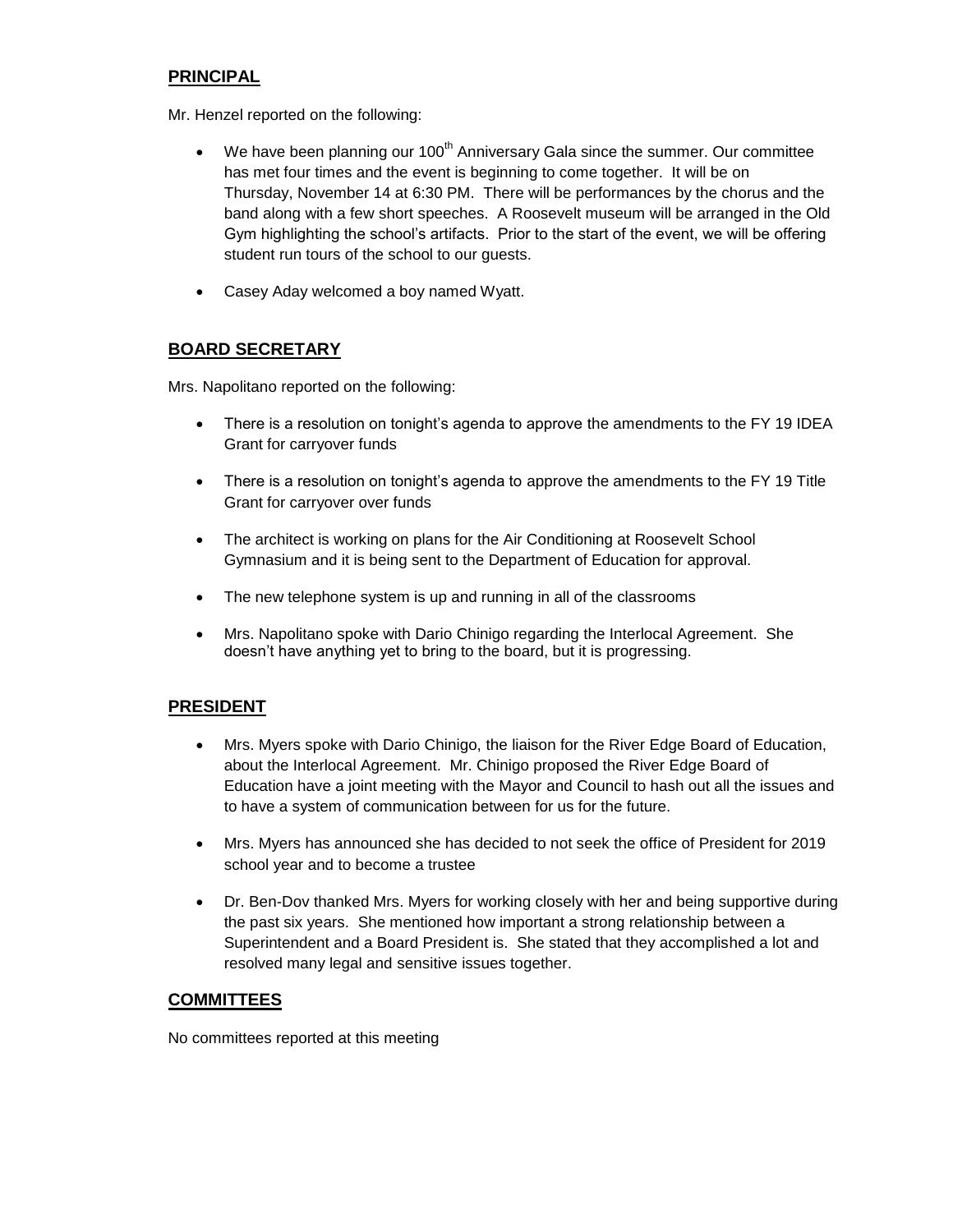## PRINCIPAL

Mr. Henzel reported on the following:

- We have been planning our 100th Anniversary Gala since the summer. Our committee has met four times and the event is beginning to come together. It will be on Thursday, November 14 at 6:30 PM. There will be performances by the chorus and the band along with a few short speeches. A Roosevelt museum will be arranged in the Old Gym highlighting the school's artifacts. Prior to the start of the event, we will be offering student run tours of the school to our guests.
- Casey Aday welcomed a boy named Wyatt.

## BOARD SECRETARY

Mrs. Napolitano reported on the following:

- There is a resolution on tonight's agenda to approve the amendments to the FY 19 IDEA Grant for carryover funds
- There is a resolution on tonight's agenda to approve the amendments to the FY 19 Title Grant for carryover over funds
- The architect is working on plans for the Air Conditioning at Roosevelt School Gymnasium and it is being sent to the Department of Education for approval.
- The new telephone system is up and running in all of the classrooms
- Mrs. Napolitano spoke with Dario Chinigo regarding the Interlocal Agreement. She doesn't have anything yet to bring to the board, but it is progressing.

## PRESIDENT

- Mrs. Myers spoke with Dario Chinigo, the liaison for the River Edge Board of Education, about the Interlocal Agreement. Mr. Chinigo proposed the River Edge Board of Education have a joint meeting with the Mayor and Council to hash out all the issues and to have a system of communication between for us for the future.
- Mrs. Myers has announced she has decided to not seek the office of President for 2019 school year and to become a trustee
- Dr. Ben-Dov thanked Mrs. Myers for working closely with her and being supportive during the past six years. She mentioned how important a strong relationship between a Superintendent and a Board President is. She stated that they accomplished a lot and resolved many legal and sensitive issues together.

## COMMITTEES

No committees reported at this meeting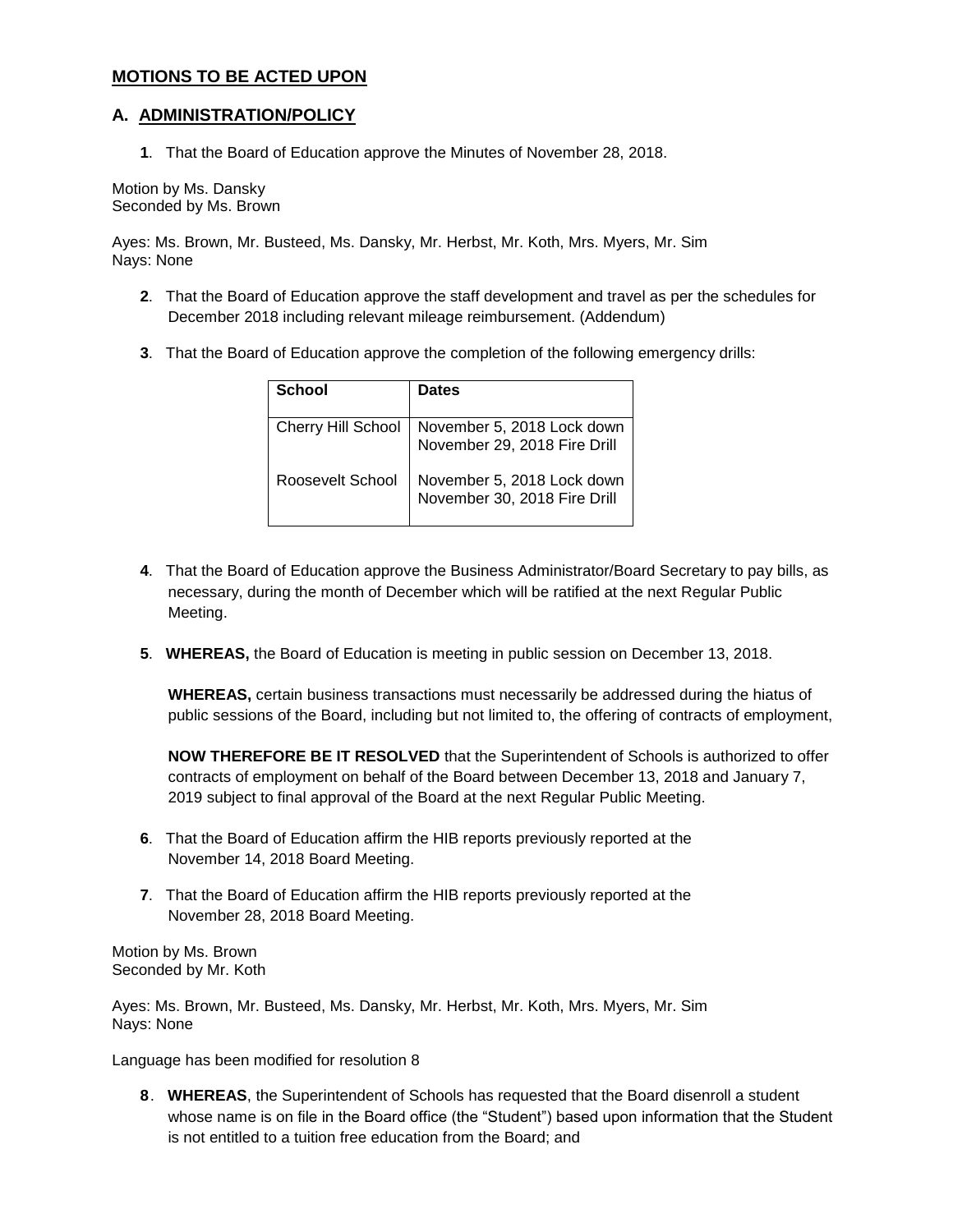## MOTIONS TO BE ACTED UPON

### A. ADMINISTRATION/POLICY

**1**. That the Board of Education approve the Minutes of November 28, 2018.

Motion by Ms. Dansky
Seconded by Ms. Brown

Ayes: Ms. Brown, Mr. Busteed, Ms. Dansky, Mr. Herbst, Mr. Koth, Mrs. Myers, Mr. Sim
Nays: None

**2**. That the Board of Education approve the staff development and travel as per the schedules for December 2018 including relevant mileage reimbursement. (Addendum)

**3**. That the Board of Education approve the completion of the following emergency drills:

| School | Dates |
|---|---|
| Cherry Hill School | November 5, 2018 Lock down<br>November 29, 2018 Fire Drill |
| Roosevelt School | November 5, 2018 Lock down<br>November 30, 2018 Fire Drill |

**4**. That the Board of Education approve the Business Administrator/Board Secretary to pay bills, as necessary, during the month of December which will be ratified at the next Regular Public Meeting.

**5**. **WHEREAS,** the Board of Education is meeting in public session on December 13, 2018.

**WHEREAS,** certain business transactions must necessarily be addressed during the hiatus of public sessions of the Board, including but not limited to, the offering of contracts of employment,

**NOW THEREFORE BE IT RESOLVED** that the Superintendent of Schools is authorized to offer contracts of employment on behalf of the Board between December 13, 2018 and January 7, 2019 subject to final approval of the Board at the next Regular Public Meeting.

**6**. That the Board of Education affirm the HIB reports previously reported at the November 14, 2018 Board Meeting.

**7**. That the Board of Education affirm the HIB reports previously reported at the November 28, 2018 Board Meeting.

Motion by Ms. Brown
Seconded by Mr. Koth

Ayes: Ms. Brown, Mr. Busteed, Ms. Dansky, Mr. Herbst, Mr. Koth, Mrs. Myers, Mr. Sim
Nays: None

Language has been modified for resolution 8

**8**. **WHEREAS**, the Superintendent of Schools has requested that the Board disenroll a student whose name is on file in the Board office (the "Student") based upon information that the Student is not entitled to a tuition free education from the Board; and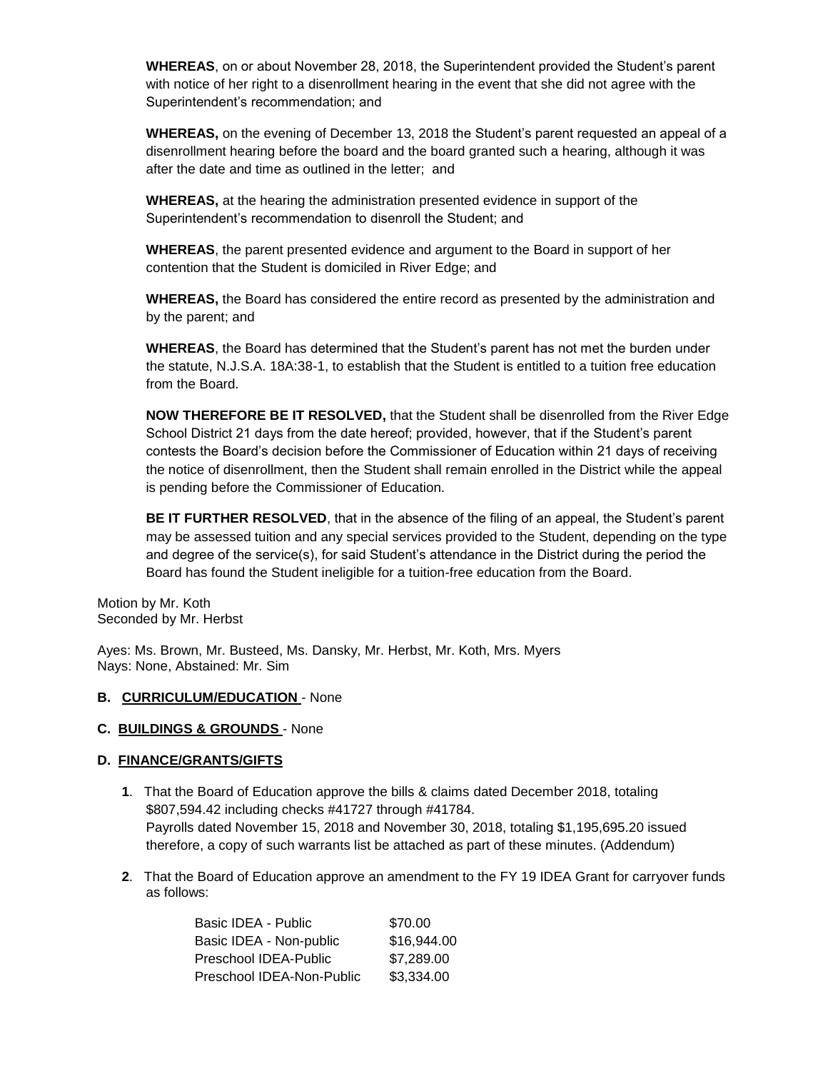**WHEREAS**, on or about November 28, 2018, the Superintendent provided the Student's parent with notice of her right to a disenrollment hearing in the event that she did not agree with the Superintendent's recommendation; and

**WHEREAS,** on the evening of December 13, 2018 the Student's parent requested an appeal of a disenrollment hearing before the board and the board granted such a hearing, although it was after the date and time as outlined in the letter; and

**WHEREAS,** at the hearing the administration presented evidence in support of the Superintendent's recommendation to disenroll the Student; and

**WHEREAS**, the parent presented evidence and argument to the Board in support of her contention that the Student is domiciled in River Edge; and

**WHEREAS,** the Board has considered the entire record as presented by the administration and by the parent; and

**WHEREAS**, the Board has determined that the Student's parent has not met the burden under the statute, N.J.S.A. 18A:38-1, to establish that the Student is entitled to a tuition free education from the Board.

**NOW THEREFORE BE IT RESOLVED,** that the Student shall be disenrolled from the River Edge School District 21 days from the date hereof; provided, however, that if the Student's parent contests the Board's decision before the Commissioner of Education within 21 days of receiving the notice of disenrollment, then the Student shall remain enrolled in the District while the appeal is pending before the Commissioner of Education.

**BE IT FURTHER RESOLVED**, that in the absence of the filing of an appeal, the Student's parent may be assessed tuition and any special services provided to the Student, depending on the type and degree of the service(s), for said Student's attendance in the District during the period the Board has found the Student ineligible for a tuition-free education from the Board.

Motion by Mr. Koth
Seconded by Mr. Herbst

Ayes: Ms. Brown, Mr. Busteed, Ms. Dansky, Mr. Herbst, Mr. Koth, Mrs. Myers
Nays: None, Abstained: Mr. Sim

**B. CURRICULUM/EDUCATION** - None

**C. BUILDINGS & GROUNDS** - None

**D. FINANCE/GRANTS/GIFTS**

**1**. That the Board of Education approve the bills & claims dated December 2018, totaling $807,594.42 including checks #41727 through #41784.
Payrolls dated November 15, 2018 and November 30, 2018, totaling $1,195,695.20 issued therefore, a copy of such warrants list be attached as part of these minutes. (Addendum)

**2**. That the Board of Education approve an amendment to the FY 19 IDEA Grant for carryover funds as follows:

| | |
|---|---|
| Basic IDEA - Public | $70.00 |
| Basic IDEA - Non-public | $16,944.00 |
| Preschool IDEA-Public | $7,289.00 |
| Preschool IDEA-Non-Public | $3,334.00 |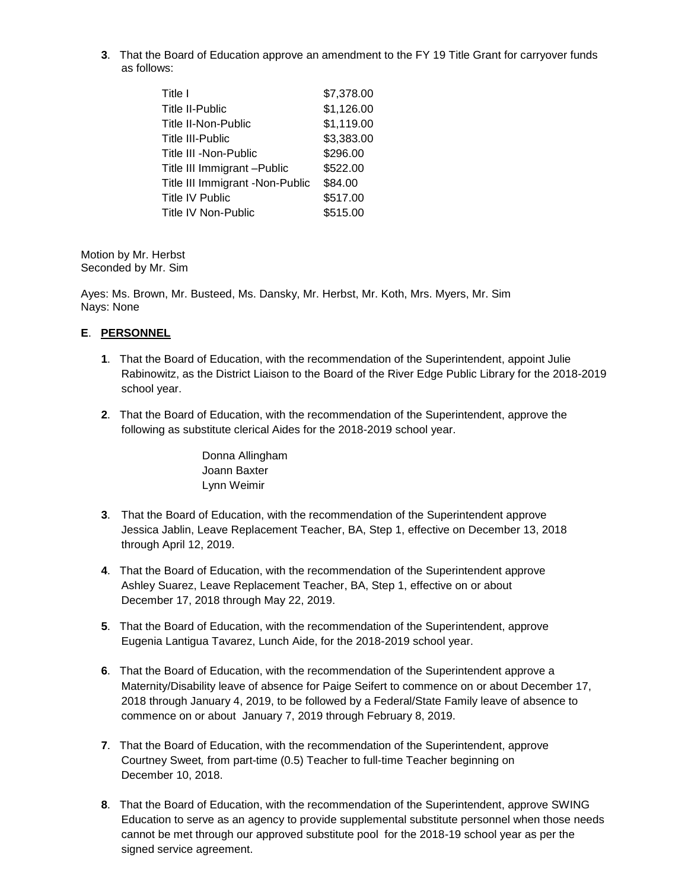**3**. That the Board of Education approve an amendment to the FY 19 Title Grant for carryover funds as follows:

| | |
|---|---|
| Title I | $7,378.00 |
| Title II-Public | $1,126.00 |
| Title II-Non-Public | $1,119.00 |
| Title III-Public | $3,383.00 |
| Title III -Non-Public | $296.00 |
| Title III Immigrant –Public | $522.00 |
| Title III Immigrant -Non-Public | $84.00 |
| Title IV Public | $517.00 |
| Title IV Non-Public | $515.00 |

Motion by Mr. Herbst
Seconded by Mr. Sim

Ayes: Ms. Brown, Mr. Busteed, Ms. Dansky, Mr. Herbst, Mr. Koth, Mrs. Myers, Mr. Sim
Nays: None

**E**. **PERSONNEL**

**1**. That the Board of Education, with the recommendation of the Superintendent, appoint Julie Rabinowitz, as the District Liaison to the Board of the River Edge Public Library for the 2018-2019 school year.

**2**. That the Board of Education, with the recommendation of the Superintendent, approve the following as substitute clerical Aides for the 2018-2019 school year.

Donna Allingham
Joann Baxter
Lynn Weimir

**3**. That the Board of Education, with the recommendation of the Superintendent approve Jessica Jablin, Leave Replacement Teacher, BA, Step 1, effective on December 13, 2018 through April 12, 2019.

**4**. That the Board of Education, with the recommendation of the Superintendent approve Ashley Suarez, Leave Replacement Teacher, BA, Step 1, effective on or about December 17, 2018 through May 22, 2019.

**5**. That the Board of Education, with the recommendation of the Superintendent, approve Eugenia Lantigua Tavarez, Lunch Aide, for the 2018-2019 school year.

**6**. That the Board of Education, with the recommendation of the Superintendent approve a Maternity/Disability leave of absence for Paige Seifert to commence on or about December 17, 2018 through January 4, 2019, to be followed by a Federal/State Family leave of absence to commence on or about January 7, 2019 through February 8, 2019.

**7**. That the Board of Education, with the recommendation of the Superintendent, approve Courtney Sweet, from part-time (0.5) Teacher to full-time Teacher beginning on December 10, 2018.

**8**. That the Board of Education, with the recommendation of the Superintendent, approve SWING Education to serve as an agency to provide supplemental substitute personnel when those needs cannot be met through our approved substitute pool for the 2018-19 school year as per the signed service agreement.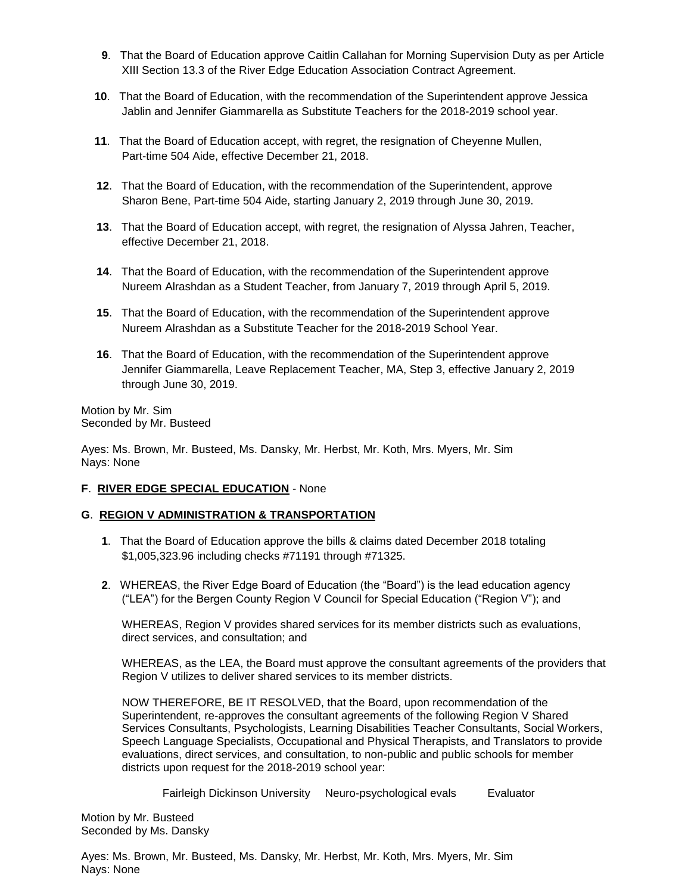**9**. That the Board of Education approve Caitlin Callahan for Morning Supervision Duty as per Article XIII Section 13.3 of the River Edge Education Association Contract Agreement.

**10**. That the Board of Education, with the recommendation of the Superintendent approve Jessica Jablin and Jennifer Giammarella as Substitute Teachers for the 2018-2019 school year.

**11**. That the Board of Education accept, with regret, the resignation of Cheyenne Mullen, Part-time 504 Aide, effective December 21, 2018.

**12**. That the Board of Education, with the recommendation of the Superintendent, approve Sharon Bene, Part-time 504 Aide, starting January 2, 2019 through June 30, 2019.

**13**. That the Board of Education accept, with regret, the resignation of Alyssa Jahren, Teacher, effective December 21, 2018.

**14**. That the Board of Education, with the recommendation of the Superintendent approve Nureem Alrashdan as a Student Teacher, from January 7, 2019 through April 5, 2019.

**15**. That the Board of Education, with the recommendation of the Superintendent approve Nureem Alrashdan as a Substitute Teacher for the 2018-2019 School Year.

**16**. That the Board of Education, with the recommendation of the Superintendent approve Jennifer Giammarella, Leave Replacement Teacher, MA, Step 3, effective January 2, 2019 through June 30, 2019.

Motion by Mr. Sim
Seconded by Mr. Busteed

Ayes: Ms. Brown, Mr. Busteed, Ms. Dansky, Mr. Herbst, Mr. Koth, Mrs. Myers, Mr. Sim
Nays: None

**F**. **RIVER EDGE SPECIAL EDUCATION** - None

**G**. **REGION V ADMINISTRATION & TRANSPORTATION**

**1**. That the Board of Education approve the bills & claims dated December 2018 totaling $1,005,323.96 including checks #71191 through #71325.

**2**. WHEREAS, the River Edge Board of Education (the "Board") is the lead education agency ("LEA") for the Bergen County Region V Council for Special Education ("Region V"); and

WHEREAS, Region V provides shared services for its member districts such as evaluations, direct services, and consultation; and

WHEREAS, as the LEA, the Board must approve the consultant agreements of the providers that Region V utilizes to deliver shared services to its member districts.

NOW THEREFORE, BE IT RESOLVED, that the Board, upon recommendation of the Superintendent, re-approves the consultant agreements of the following Region V Shared Services Consultants, Psychologists, Learning Disabilities Teacher Consultants, Social Workers, Speech Language Specialists, Occupational and Physical Therapists, and Translators to provide evaluations, direct services, and consultation, to non-public and public schools for member districts upon request for the 2018-2019 school year:

| Fairleigh Dickinson University | Neuro-psychological evals | Evaluator |
|---|---|---|

Motion by Mr. Busteed
Seconded by Ms. Dansky

Ayes: Ms. Brown, Mr. Busteed, Ms. Dansky, Mr. Herbst, Mr. Koth, Mrs. Myers, Mr. Sim
Nays: None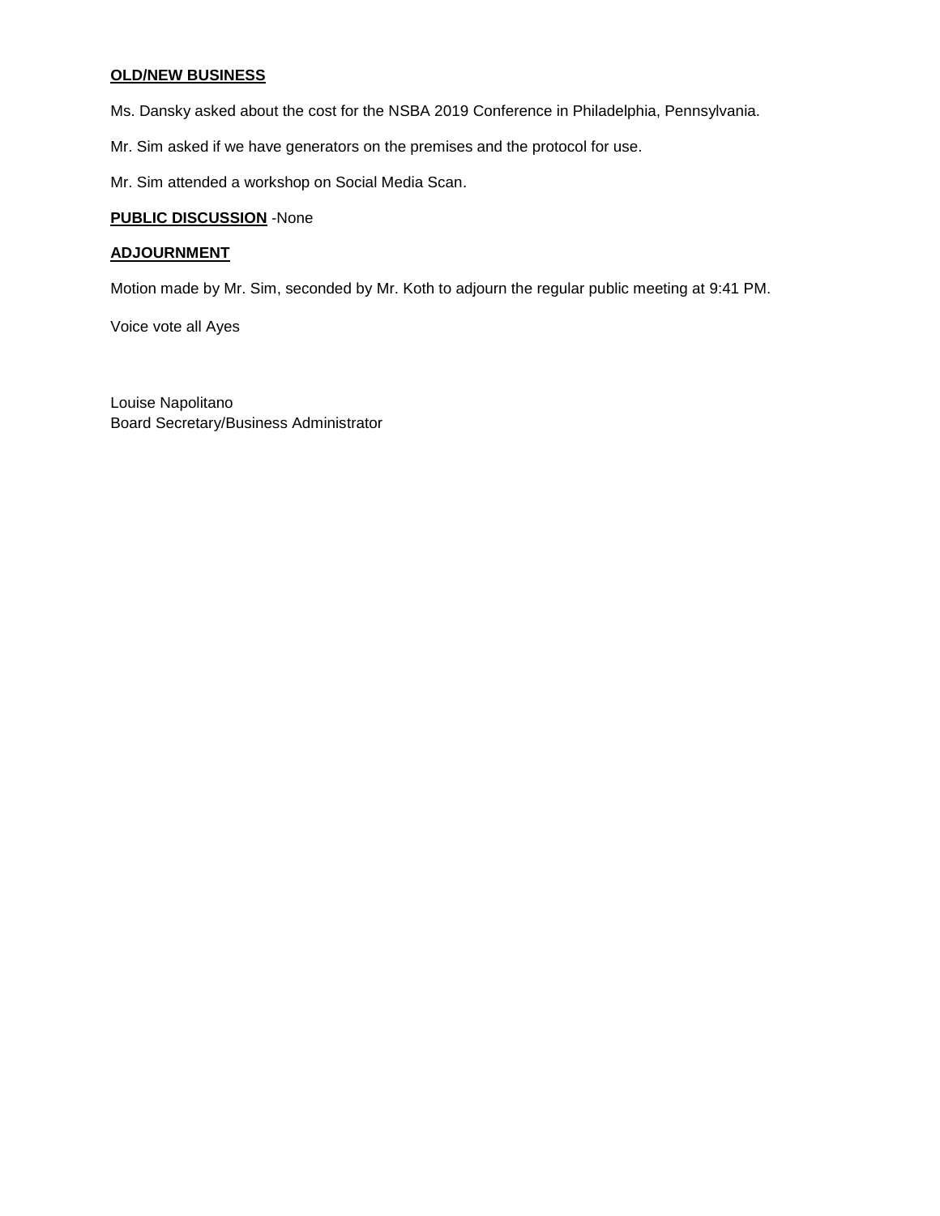**OLD/NEW BUSINESS**

Ms. Dansky asked about the cost for the NSBA 2019 Conference in Philadelphia, Pennsylvania.

Mr. Sim asked if we have generators on the premises and the protocol for use.

Mr. Sim attended a workshop on Social Media Scan.

**PUBLIC DISCUSSION** -None

**ADJOURNMENT**

Motion made by Mr. Sim, seconded by Mr. Koth to adjourn the regular public meeting at 9:41 PM.

Voice vote all Ayes

Louise Napolitano
Board Secretary/Business Administrator